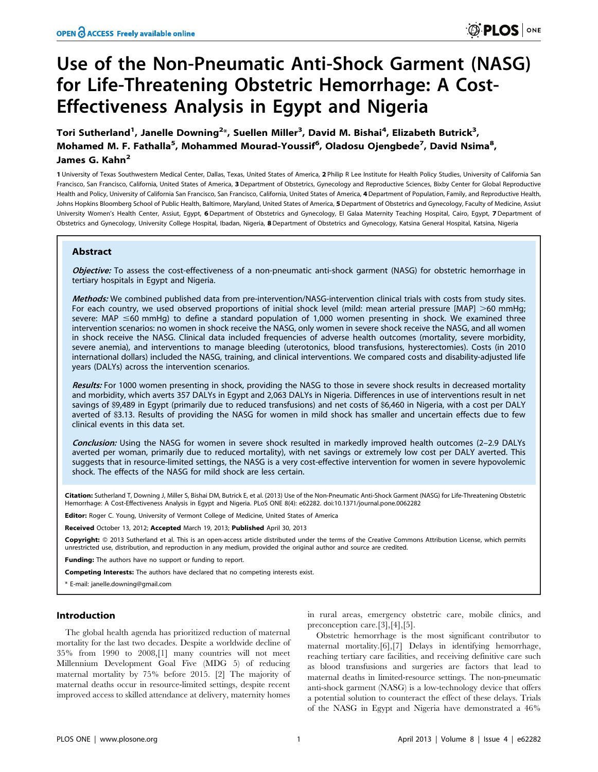# Use of the Non-Pneumatic Anti-Shock Garment (NASG) for Life-Threatening Obstetric Hemorrhage: A Cost-Effectiveness Analysis in Egypt and Nigeria

**Tori Sutherland[1], Janelle Downing[2]*, Suellen Miller[3], David M. Bishai[4], Elizabeth Butrick[3], Mohamed M. F. Fathalla[5], Mohammed Mourad-Youssif[6], Oladosu Ojengbede[7], David Nsima[8], James G. Kahn[2]**

1 University of Texas Southwestern Medical Center, Dallas, Texas, United States of America, 2 Philip R Lee Institute for Health Policy Studies, University of California San Francisco, San Francisco, California, United States of America, 3 Department of Obstetrics, Gynecology and Reproductive Sciences, Bixby Center for Global Reproductive Health and Policy, University of California San Francisco, San Francisco, California, United States of America, 4 Department of Population, Family, and Reproductive Health, Johns Hopkins Bloomberg School of Public Health, Baltimore, Maryland, United States of America, 5 Department of Obstetrics and Gynecology, Faculty of Medicine, Assiut University Women's Health Center, Assiut, Egypt, 6 Department of Obstetrics and Gynecology, El Galaa Maternity Teaching Hospital, Cairo, Egypt, 7 Department of Obstetrics and Gynecology, University College Hospital, Ibadan, Nigeria, 8 Department of Obstetrics and Gynecology, Katsina General Hospital, Katsina, Nigeria

## Abstract

***Objective:*** To assess the cost-effectiveness of a non-pneumatic anti-shock garment (NASG) for obstetric hemorrhage in tertiary hospitals in Egypt and Nigeria.

***Methods:*** We combined published data from pre-intervention/NASG-intervention clinical trials with costs from study sites. For each country, we used observed proportions of initial shock level (mild: mean arterial pressure [MAP] >60 mmHg; severe: MAP ≤60 mmHg) to define a standard population of 1,000 women presenting in shock. We examined three intervention scenarios: no women in shock receive the NASG, only women in severe shock receive the NASG, and all women in shock receive the NASG. Clinical data included frequencies of adverse health outcomes (mortality, severe morbidity, severe anemia), and interventions to manage bleeding (uterotonics, blood transfusions, hysterectomies). Costs (in 2010 international dollars) included the NASG, training, and clinical interventions. We compared costs and disability-adjusted life years (DALYs) across the intervention scenarios.

***Results:*** For 1000 women presenting in shock, providing the NASG to those in severe shock results in decreased mortality and morbidity, which averts 357 DALYs in Egypt and 2,063 DALYs in Nigeria. Differences in use of interventions result in net savings of $9,489 in Egypt (primarily due to reduced transfusions) and net costs of $6,460 in Nigeria, with a cost per DALY averted of $3.13. Results of providing the NASG for women in mild shock has smaller and uncertain effects due to few clinical events in this data set.

***Conclusion:*** Using the NASG for women in severe shock resulted in markedly improved health outcomes (2–2.9 DALYs averted per woman, primarily due to reduced mortality), with net savings or extremely low cost per DALY averted. This suggests that in resource-limited settings, the NASG is a very cost-effective intervention for women in severe hypovolemic shock. The effects of the NASG for mild shock are less certain.

**Citation:** Sutherland T, Downing J, Miller S, Bishai DM, Butrick E, et al. (2013) Use of the Non-Pneumatic Anti-Shock Garment (NASG) for Life-Threatening Obstetric Hemorrhage: A Cost-Effectiveness Analysis in Egypt and Nigeria. PLoS ONE 8(4): e62282. doi:10.1371/journal.pone.0062282

**Editor:** Roger C. Young, University of Vermont College of Medicine, United States of America

**Received** October 13, 2012; **Accepted** March 19, 2013; **Published** April 30, 2013

**Copyright:** © 2013 Sutherland et al. This is an open-access article distributed under the terms of the Creative Commons Attribution License, which permits unrestricted use, distribution, and reproduction in any medium, provided the original author and source are credited.

**Funding:** The authors have no support or funding to report.

**Competing Interests:** The authors have declared that no competing interests exist.

\* E-mail: janelle.downing@gmail.com

## Introduction

The global health agenda has prioritized reduction of maternal mortality for the last two decades. Despite a worldwide decline of 35% from 1990 to 2008,[1] many countries will not meet Millennium Development Goal Five (MDG 5) of reducing maternal mortality by 75% before 2015. [2] The majority of maternal deaths occur in resource-limited settings, despite recent improved access to skilled attendance at delivery, maternity homes in rural areas, emergency obstetric care, mobile clinics, and preconception care.[3],[4],[5].

Obstetric hemorrhage is the most significant contributor to maternal mortality.[6],[7] Delays in identifying hemorrhage, reaching tertiary care facilities, and receiving definitive care such as blood transfusions and surgeries are factors that lead to maternal deaths in limited-resource settings. The non-pneumatic anti-shock garment (NASG) is a low-technology device that offers a potential solution to counteract the effect of these delays. Trials of the NASG in Egypt and Nigeria have demonstrated a 46%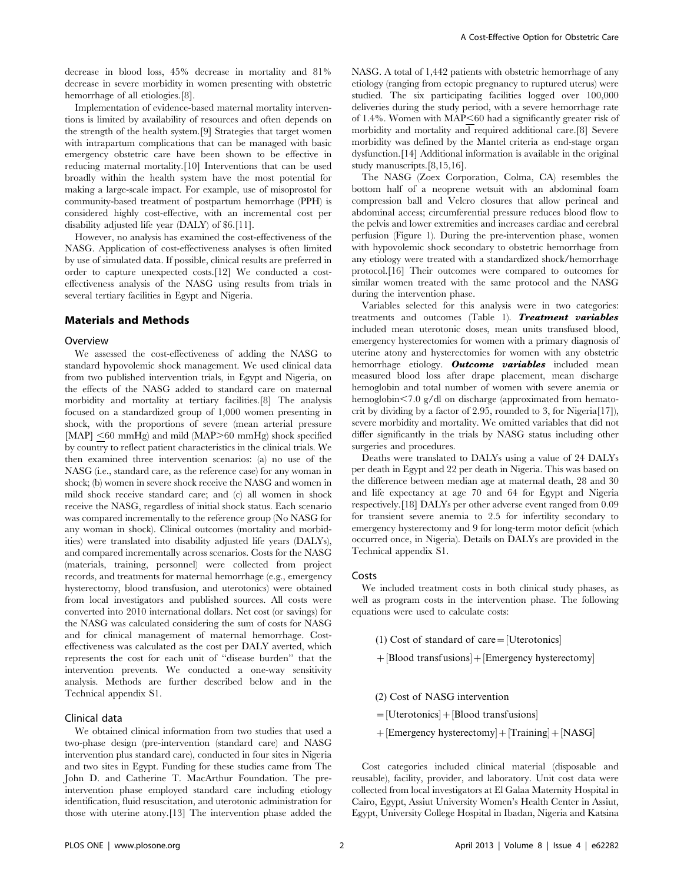decrease in blood loss, 45% decrease in mortality and 81% decrease in severe morbidity in women presenting with obstetric hemorrhage of all etiologies.[8].

Implementation of evidence-based maternal mortality interventions is limited by availability of resources and often depends on the strength of the health system.[9] Strategies that target women with intrapartum complications that can be managed with basic emergency obstetric care have been shown to be effective in reducing maternal mortality.[10] Interventions that can be used broadly within the health system have the most potential for making a large-scale impact. For example, use of misoprostol for community-based treatment of postpartum hemorrhage (PPH) is considered highly cost-effective, with an incremental cost per disability adjusted life year (DALY) of $6.[11].

However, no analysis has examined the cost-effectiveness of the NASG. Application of cost-effectiveness analyses is often limited by use of simulated data. If possible, clinical results are preferred in order to capture unexpected costs.[12] We conducted a cost-effectiveness analysis of the NASG using results from trials in several tertiary facilities in Egypt and Nigeria.

## Materials and Methods

### Overview

We assessed the cost-effectiveness of adding the NASG to standard hypovolemic shock management. We used clinical data from two published intervention trials, in Egypt and Nigeria, on the effects of the NASG added to standard care on maternal morbidity and mortality at tertiary facilities.[8] The analysis focused on a standardized group of 1,000 women presenting in shock, with the proportions of severe (mean arterial pressure [MAP] $\leq$60 mmHg) and mild (MAP>60 mmHg) shock specified by country to reflect patient characteristics in the clinical trials. We then examined three intervention scenarios: (a) no use of the NASG (i.e., standard care, as the reference case) for any woman in shock; (b) women in severe shock receive the NASG and women in mild shock receive standard care; and (c) all women in shock receive the NASG, regardless of initial shock status. Each scenario was compared incrementally to the reference group (No NASG for any woman in shock). Clinical outcomes (mortality and morbidities) were translated into disability adjusted life years (DALYs), and compared incrementally across scenarios. Costs for the NASG (materials, training, personnel) were collected from project records, and treatments for maternal hemorrhage (e.g., emergency hysterectomy, blood transfusion, and uterotonics) were obtained from local investigators and published sources. All costs were converted into 2010 international dollars. Net cost (or savings) for the NASG was calculated considering the sum of costs for NASG and for clinical management of maternal hemorrhage. Cost-effectiveness was calculated as the cost per DALY averted, which represents the cost for each unit of "disease burden" that the intervention prevents. We conducted a one-way sensitivity analysis. Methods are further described below and in the Technical appendix S1.

### Clinical data

We obtained clinical information from two studies that used a two-phase design (pre-intervention (standard care) and NASG intervention plus standard care), conducted in four sites in Nigeria and two sites in Egypt. Funding for these studies came from The John D. and Catherine T. MacArthur Foundation. The pre-intervention phase employed standard care including etiology identification, fluid resuscitation, and uterotonic administration for those with uterine atony.[13] The intervention phase added the NASG. A total of 1,442 patients with obstetric hemorrhage of any etiology (ranging from ectopic pregnancy to ruptured uterus) were studied. The six participating facilities logged over 100,000 deliveries during the study period, with a severe hemorrhage rate of 1.4%. Women with MAP$\leq$60 had a significantly greater risk of morbidity and mortality and required additional care.[8] Severe morbidity was defined by the Mantel criteria as end-stage organ dysfunction.[14] Additional information is available in the original study manuscripts.[8,15,16].

The NASG (Zoex Corporation, Colma, CA) resembles the bottom half of a neoprene wetsuit with an abdominal foam compression ball and Velcro closures that allow perineal and abdominal access; circumferential pressure reduces blood flow to the pelvis and lower extremities and increases cardiac and cerebral perfusion (Figure 1). During the pre-intervention phase, women with hypovolemic shock secondary to obstetric hemorrhage from any etiology were treated with a standardized shock/hemorrhage protocol.[16] Their outcomes were compared to outcomes for similar women treated with the same protocol and the NASG during the intervention phase.

Variables selected for this analysis were in two categories: treatments and outcomes (Table 1). ***Treatment variables*** included mean uterotonic doses, mean units transfused blood, emergency hysterectomies for women with a primary diagnosis of uterine atony and hysterectomies for women with any obstetric hemorrhage etiology. ***Outcome variables*** included mean measured blood loss after drape placement, mean discharge hemoglobin and total number of women with severe anemia or hemoglobin<7.0 g/dl on discharge (approximated from hematocrit by dividing by a factor of 2.95, rounded to 3, for Nigeria[17]), severe morbidity and mortality. We omitted variables that did not differ significantly in the trials by NASG status including other surgeries and procedures.

Deaths were translated to DALYs using a value of 24 DALYs per death in Egypt and 22 per death in Nigeria. This was based on the difference between median age at maternal death, 28 and 30 and life expectancy at age 70 and 64 for Egypt and Nigeria respectively.[18] DALYs per other adverse event ranged from 0.09 for transient severe anemia to 2.5 for infertility secondary to emergency hysterectomy and 9 for long-term motor deficit (which occurred once, in Nigeria). Details on DALYs are provided in the Technical appendix S1.

### Costs

We included treatment costs in both clinical study phases, as well as program costs in the intervention phase. The following equations were used to calculate costs:

$$(1)\ \text{Cost of standard of care} = [\text{Uterotonics}] + [\text{Blood transfusions}] + [\text{Emergency hysterectomy}]$$

$$(2)\ \text{Cost of NASG intervention} = [\text{Uterotonics}] + [\text{Blood transfusions}] + [\text{Emergency hysterectomy}] + [\text{Training}] + [\text{NASG}]$$

Cost categories included clinical material (disposable and reusable), facility, provider, and laboratory. Unit cost data were collected from local investigators at El Galaa Maternity Hospital in Cairo, Egypt, Assiut University Women's Health Center in Assiut, Egypt, University College Hospital in Ibadan, Nigeria and Katsina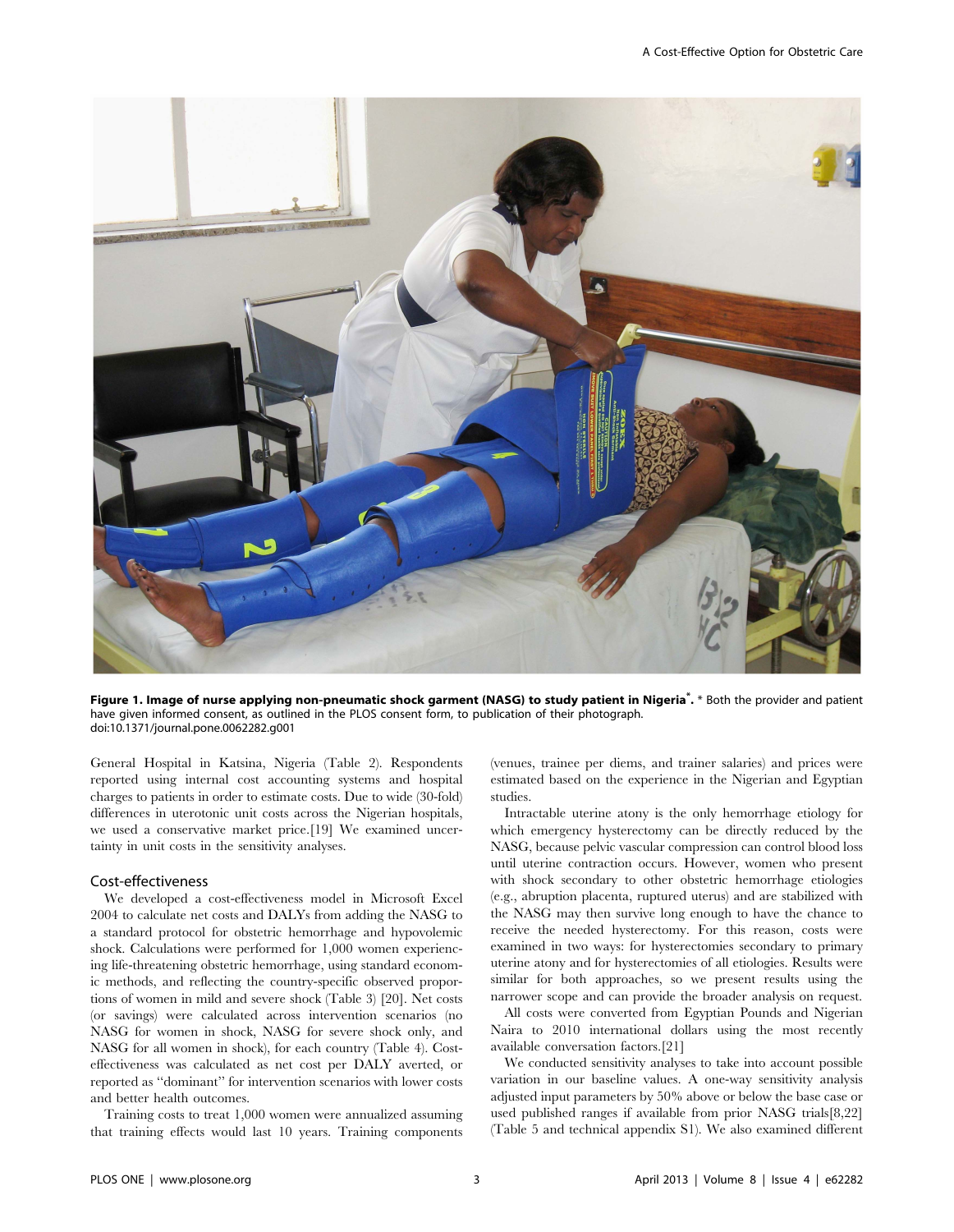**Figure 1. Image of nurse applying non-pneumatic shock garment (NASG) to study patient in Nigeria*.** * Both the provider and patient have given informed consent, as outlined in the PLOS consent form, to publication of their photograph.
doi:10.1371/journal.pone.0062282.g001

General Hospital in Katsina, Nigeria (Table 2). Respondents reported using internal cost accounting systems and hospital charges to patients in order to estimate costs. Due to wide (30-fold) differences in uterotonic unit costs across the Nigerian hospitals, we used a conservative market price.[19] We examined uncertainty in unit costs in the sensitivity analyses.

## Cost-effectiveness

We developed a cost-effectiveness model in Microsoft Excel 2004 to calculate net costs and DALYs from adding the NASG to a standard protocol for obstetric hemorrhage and hypovolemic shock. Calculations were performed for 1,000 women experiencing life-threatening obstetric hemorrhage, using standard economic methods, and reflecting the country-specific observed proportions of women in mild and severe shock (Table 3) [20]. Net costs (or savings) were calculated across intervention scenarios (no NASG for women in shock, NASG for severe shock only, and NASG for all women in shock), for each country (Table 4). Cost-effectiveness was calculated as net cost per DALY averted, or reported as "dominant" for intervention scenarios with lower costs and better health outcomes.

Training costs to treat 1,000 women were annualized assuming that training effects would last 10 years. Training components (venues, trainee per diems, and trainer salaries) and prices were estimated based on the experience in the Nigerian and Egyptian studies.

Intractable uterine atony is the only hemorrhage etiology for which emergency hysterectomy can be directly reduced by the NASG, because pelvic vascular compression can control blood loss until uterine contraction occurs. However, women who present with shock secondary to other obstetric hemorrhage etiologies (e.g., abruption placenta, ruptured uterus) and are stabilized with the NASG may then survive long enough to have the chance to receive the needed hysterectomy. For this reason, costs were examined in two ways: for hysterectomies secondary to primary uterine atony and for hysterectomies of all etiologies. Results were similar for both approaches, so we present results using the narrower scope and can provide the broader analysis on request.

All costs were converted from Egyptian Pounds and Nigerian Naira to 2010 international dollars using the most recently available conversation factors.[21]

We conducted sensitivity analyses to take into account possible variation in our baseline values. A one-way sensitivity analysis adjusted input parameters by 50% above or below the base case or used published ranges if available from prior NASG trials[8,22] (Table 5 and technical appendix S1). We also examined different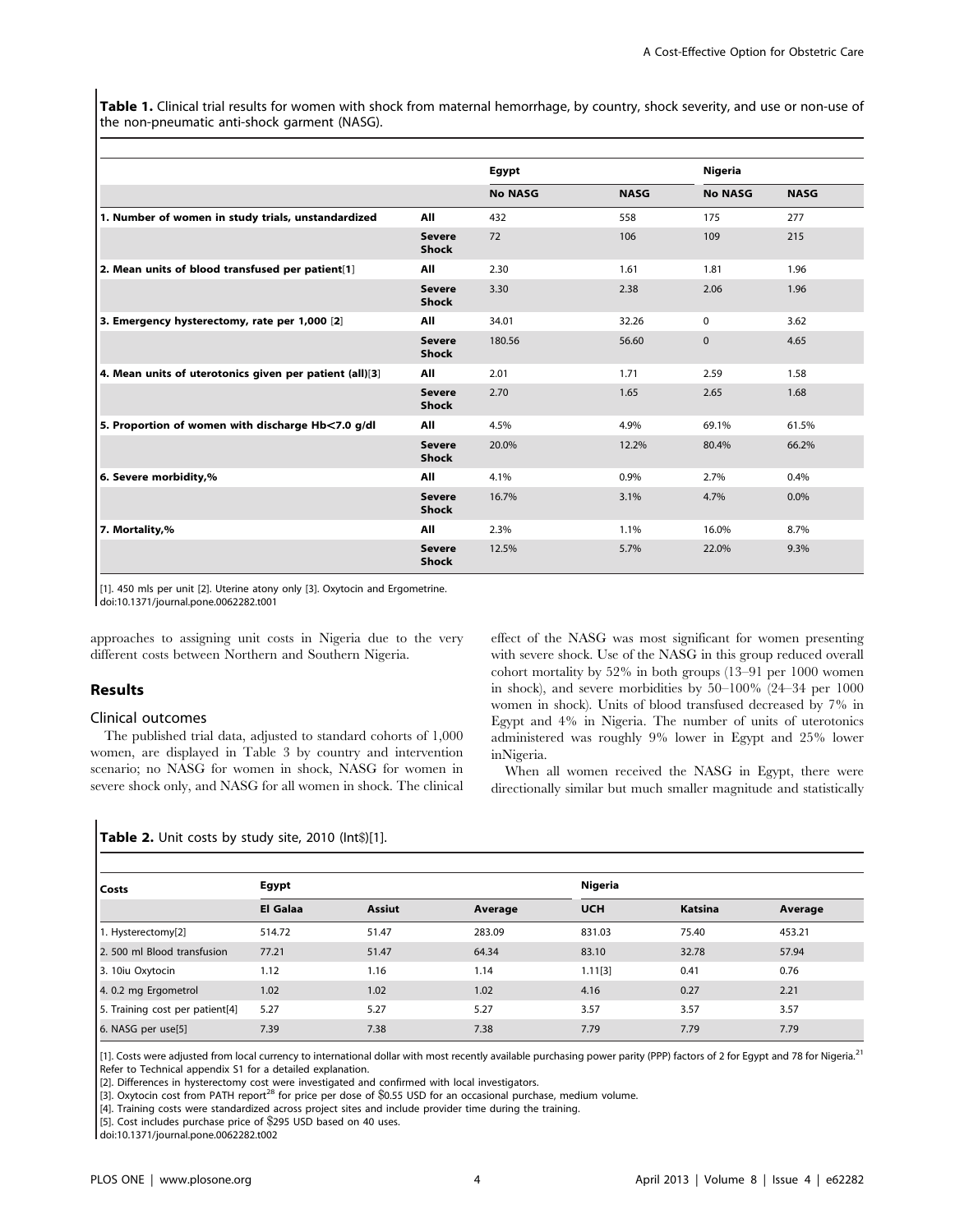**Table 1.** Clinical trial results for women with shock from maternal hemorrhage, by country, shock severity, and use or non-use of the non-pneumatic anti-shock garment (NASG).

| | | Egypt | | Nigeria | |
|---|---|---|---|---|---|
| | | **No NASG** | **NASG** | **No NASG** | **NASG** |
| **1. Number of women in study trials, unstandardized** | **All** | 432 | 558 | 175 | 277 |
| | **Severe Shock** | 72 | 106 | 109 | 215 |
| **2. Mean units of blood transfused per patient**[1] | **All** | 2.30 | 1.61 | 1.81 | 1.96 |
| | **Severe Shock** | 3.30 | 2.38 | 2.06 | 1.96 |
| **3. Emergency hysterectomy, rate per 1,000** [2] | **All** | 34.01 | 32.26 | 0 | 3.62 |
| | **Severe Shock** | 180.56 | 56.60 | 0 | 4.65 |
| **4. Mean units of uterotonics given per patient (all)**[3] | **All** | 2.01 | 1.71 | 2.59 | 1.58 |
| | **Severe Shock** | 2.70 | 1.65 | 2.65 | 1.68 |
| **5. Proportion of women with discharge Hb<7.0 g/dl** | **All** | 4.5% | 4.9% | 69.1% | 61.5% |
| | **Severe Shock** | 20.0% | 12.2% | 80.4% | 66.2% |
| **6. Severe morbidity,%** | **All** | 4.1% | 0.9% | 2.7% | 0.4% |
| | **Severe Shock** | 16.7% | 3.1% | 4.7% | 0.0% |
| **7. Mortality,%** | **All** | 2.3% | 1.1% | 16.0% | 8.7% |
| | **Severe Shock** | 12.5% | 5.7% | 22.0% | 9.3% |

[1]. 450 mls per unit [2]. Uterine atony only [3]. Oxytocin and Ergometrine.
doi:10.1371/journal.pone.0062282.t001

approaches to assigning unit costs in Nigeria due to the very different costs between Northern and Southern Nigeria.

## Results

### Clinical outcomes

The published trial data, adjusted to standard cohorts of 1,000 women, are displayed in Table 3 by country and intervention scenario; no NASG for women in shock, NASG for women in severe shock only, and NASG for all women in shock. The clinical effect of the NASG was most significant for women presenting with severe shock. Use of the NASG in this group reduced overall cohort mortality by 52% in both groups (13–91 per 1000 women in shock), and severe morbidities by 50–100% (24–34 per 1000 women in shock). Units of blood transfused decreased by 7% in Egypt and 4% in Nigeria. The number of units of uterotonics administered was roughly 9% lower in Egypt and 25% lower inNigeria.

When all women received the NASG in Egypt, there were directionally similar but much smaller magnitude and statistically

**Table 2.** Unit costs by study site, 2010 (Int$)[1].

| Costs | Egypt | | | Nigeria | | |
|---|---|---|---|---|---|---|
| | **El Galaa** | **Assiut** | **Average** | **UCH** | **Katsina** | **Average** |
| 1. Hysterectomy[2] | 514.72 | 51.47 | 283.09 | 831.03 | 75.40 | 453.21 |
| 2. 500 ml Blood transfusion | 77.21 | 51.47 | 64.34 | 83.10 | 32.78 | 57.94 |
| 3. 10iu Oxytocin | 1.12 | 1.16 | 1.14 | 1.11[3] | 0.41 | 0.76 |
| 4. 0.2 mg Ergometrol | 1.02 | 1.02 | 1.02 | 4.16 | 0.27 | 2.21 |
| 5. Training cost per patient[4] | 5.27 | 5.27 | 5.27 | 3.57 | 3.57 | 3.57 |
| 6. NASG per use[5] | 7.39 | 7.38 | 7.38 | 7.79 | 7.79 | 7.79 |

[1]. Costs were adjusted from local currency to international dollar with most recently available purchasing power parity (PPP) factors of 2 for Egypt and 78 for Nigeria.[21] Refer to Technical appendix S1 for a detailed explanation.
[2]. Differences in hysterectomy cost were investigated and confirmed with local investigators.
[3]. Oxytocin cost from PATH report[28] for price per dose of $0.55 USD for an occasional purchase, medium volume.
[4]. Training costs were standardized across project sites and include provider time during the training.
[5]. Cost includes purchase price of $295 USD based on 40 uses.
doi:10.1371/journal.pone.0062282.t002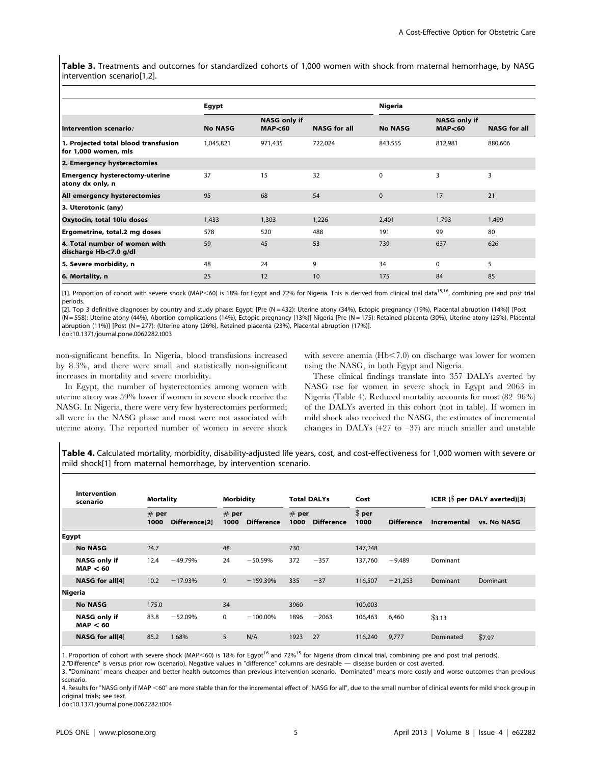**Table 3.** Treatments and outcomes for standardized cohorts of 1,000 women with shock from maternal hemorrhage, by NASG intervention scenario[1,2].

| | Egypt | | | Nigeria | | |
|---|---|---|---|---|---|---|
| **Intervention scenario:** | **No NASG** | **NASG only if MAP<60** | **NASG for all** | **No NASG** | **NASG only if MAP<60** | **NASG for all** |
| **1. Projected total blood transfusion for 1,000 women, mls** | 1,045,821 | 971,435 | 722,024 | 843,555 | 812,981 | 880,606 |
| **2. Emergency hysterectomies** | | | | | | |
| **Emergency hysterectomy-uterine atony dx only, n** | 37 | 15 | 32 | 0 | 3 | 3 |
| **All emergency hysterectomies** | 95 | 68 | 54 | 0 | 17 | 21 |
| **3. Uterotonic (any)** | | | | | | |
| **Oxytocin, total 10iu doses** | 1,433 | 1,303 | 1,226 | 2,401 | 1,793 | 1,499 |
| **Ergometrine, total.2 mg doses** | 578 | 520 | 488 | 191 | 99 | 80 |
| **4. Total number of women with discharge Hb<7.0 g/dl** | 59 | 45 | 53 | 739 | 637 | 626 |
| **5. Severe morbidity, n** | 48 | 24 | 9 | 34 | 0 | 5 |
| **6. Mortality, n** | 25 | 12 | 10 | 175 | 84 | 85 |

[1]. Proportion of cohort with severe shock (MAP<60) is 18% for Egypt and 72% for Nigeria. This is derived from clinical trial data[15,16], combining pre and post trial periods.

[2]. Top 3 definitive diagnoses by country and study phase: Egypt: [Pre (N = 432): Uterine atony (34%), Ectopic pregnancy (19%), Placental abruption (14%)] [Post (N = 558): Uterine atony (44%), Abortion complications (14%), Ectopic pregnancy (13%)] Nigeria [Pre (N = 175): Retained placenta (30%), Uterine atony (25%), Placental abruption (11%)] [Post (N = 277): (Uterine atony (26%), Retained placenta (23%), Placental abruption (17%)].

doi:10.1371/journal.pone.0062282.t003

non-significant benefits. In Nigeria, blood transfusions increased by 8.3%, and there were small and statistically non-significant increases in mortality and severe morbidity.

In Egypt, the number of hysterectomies among women with uterine atony was 59% lower if women in severe shock receive the NASG. In Nigeria, there were very few hysterectomies performed; all were in the NASG phase and most were not associated with uterine atony. The reported number of women in severe shock with severe anemia (Hb<7.0) on discharge was lower for women using the NASG, in both Egypt and Nigeria.

These clinical findings translate into 357 DALYs averted by NASG use for women in severe shock in Egypt and 2063 in Nigeria (Table 4). Reduced mortality accounts for most (82–96%) of the DALYs averted in this cohort (not in table). If women in mild shock also received the NASG, the estimates of incremental changes in DALYs (+27 to −37) are much smaller and unstable

**Table 4.** Calculated mortality, morbidity, disability-adjusted life years, cost, and cost-effectiveness for 1,000 women with severe or mild shock[1] from maternal hemorrhage, by intervention scenario.

| Intervention scenario | Mortality | | Morbidity | | Total DALYs | | Cost | | ICER ($ per DALY averted)[3] | |
|---|---|---|---|---|---|---|---|---|---|---|
| | # per 1000 | Difference[2] | # per 1000 | Difference | # per 1000 | Difference | $ per 1000 | Difference | Incremental | vs. No NASG |
| **Egypt** | | | | | | | | | | |
| **No NASG** | 24.7 | | 48 | | 730 | | 147,248 | | | |
| **NASG only if MAP < 60** | 12.4 | −49.79% | 24 | −50.59% | 372 | −357 | 137,760 | −9,489 | Dominant | |
| **NASG for all[4]** | 10.2 | −17.93% | 9 | −159.39% | 335 | −37 | 116,507 | −21,253 | Dominant | Dominant |
| **Nigeria** | | | | | | | | | | |
| **No NASG** | 175.0 | | 34 | | 3960 | | 100,003 | | | |
| **NASG only if MAP < 60** | 83.8 | −52.09% | 0 | −100.00% | 1896 | −2063 | 106,463 | 6,460 | $3.13 | |
| **NASG for all[4]** | 85.2 | 1.68% | 5 | N/A | 1923 | 27 | 116,240 | 9,777 | Dominated | $7.97 |

1. Proportion of cohort with severe shock (MAP<60) is 18% for Egypt[16] and 72%[15] for Nigeria (from clinical trial, combining pre and post trial periods).

2."Difference" is versus prior row (scenario). Negative values in "difference" columns are desirable — disease burden or cost averted.

3. "Dominant" means cheaper and better health outcomes than previous intervention scenario. "Dominated" means more costly and worse outcomes than previous scenario.

4. Results for "NASG only if MAP <60" are more stable than for the incremental effect of "NASG for all", due to the small number of clinical events for mild shock group in original trials; see text.

doi:10.1371/journal.pone.0062282.t004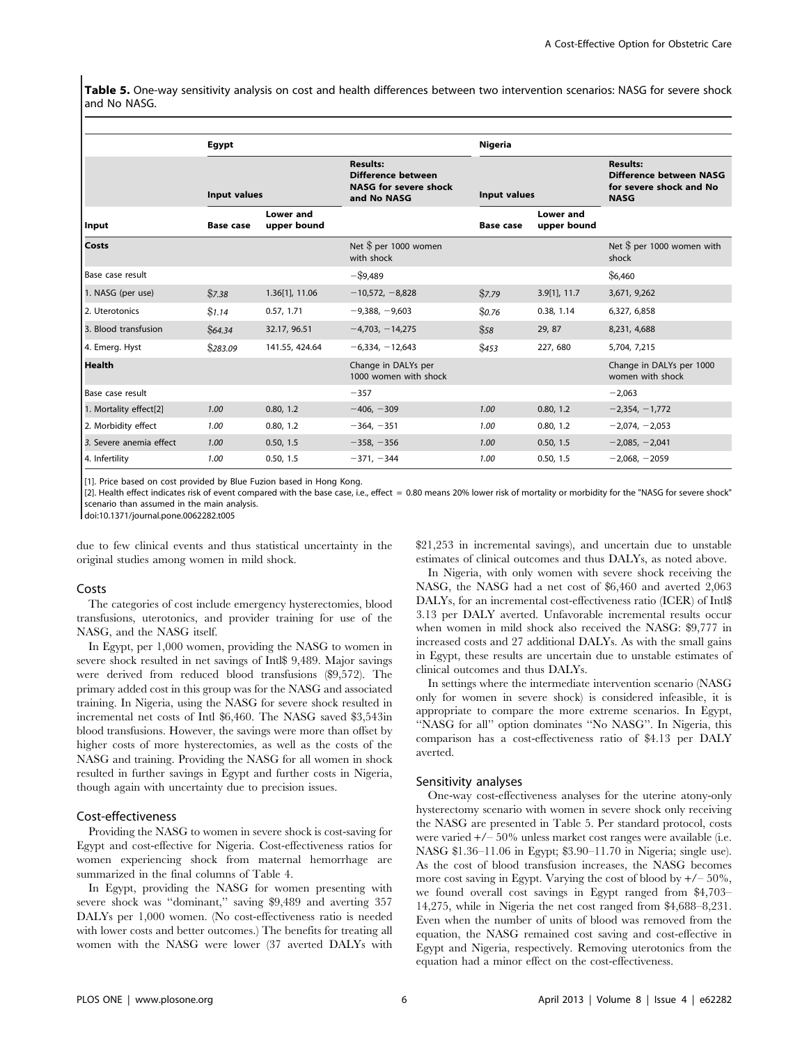**Table 5.** One-way sensitivity analysis on cost and health differences between two intervention scenarios: NASG for severe shock and No NASG.

| | Egypt | | | Nigeria | | |
|---|---|---|---|---|---|---|
| | Input values | | Results: Difference between NASG for severe shock and No NASG | Input values | | Results: Difference between NASG for severe shock and No NASG |
| Input | Base case | Lower and upper bound | | Base case | Lower and upper bound | |
| **Costs** | | | Net $ per 1000 women with shock | | | Net $ per 1000 women with shock |
| Base case result | | | −$9,489 | | | $6,460 |
| 1. NASG (per use) | *$7.38* | 1.36[1], 11.06 | −10,572, −8,828 | *$7.79* | 3.9[1], 11.7 | 3,671, 9,262 |
| 2. Uterotonics | *$1.14* | 0.57, 1.71 | −9,388, −9,603 | *$0.76* | 0.38, 1.14 | 6,327, 6,858 |
| 3. Blood transfusion | *$64.34* | 32.17, 96.51 | −4,703, −14,275 | *$58* | 29, 87 | 8,231, 4,688 |
| 4. Emerg. Hyst | *$283.09* | 141.55, 424.64 | −6,334, −12,643 | *$453* | 227, 680 | 5,704, 7,215 |
| **Health** | | | Change in DALYs per 1000 women with shock | | | Change in DALYs per 1000 women with shock |
| Base case result | | | −357 | | | −2,063 |
| 1. Mortality effect[2] | *1.00* | 0.80, 1.2 | −406, −309 | *1.00* | 0.80, 1.2 | −2,354, −1,772 |
| 2. Morbidity effect | *1.00* | 0.80, 1.2 | −364, −351 | *1.00* | 0.80, 1.2 | −2,074, −2,053 |
| *3. Severe anemia effect* | *1.00* | 0.50, 1.5 | −358, −356 | *1.00* | 0.50, 1.5 | −2,085, −2,041 |
| 4. Infertility | *1.00* | 0.50, 1.5 | −371, −344 | *1.00* | 0.50, 1.5 | −2,068, −2059 |

[1]. Price based on cost provided by Blue Fuzion based in Hong Kong.
[2]. Health effect indicates risk of event compared with the base case, i.e., effect = 0.80 means 20% lower risk of mortality or morbidity for the "NASG for severe shock" scenario than assumed in the main analysis.
doi:10.1371/journal.pone.0062282.t005

due to few clinical events and thus statistical uncertainty in the original studies among women in mild shock.

### Costs

The categories of cost include emergency hysterectomies, blood transfusions, uterotonics, and provider training for use of the NASG, and the NASG itself.

In Egypt, per 1,000 women, providing the NASG to women in severe shock resulted in net savings of Intl$ 9,489. Major savings were derived from reduced blood transfusions ($9,572). The primary added cost in this group was for the NASG and associated training. In Nigeria, using the NASG for severe shock resulted in incremental net costs of Intl $6,460. The NASG saved $3,543in blood transfusions. However, the savings were more than offset by higher costs of more hysterectomies, as well as the costs of the NASG and training. Providing the NASG for all women in shock resulted in further savings in Egypt and further costs in Nigeria, though again with uncertainty due to precision issues.

### Cost-effectiveness

Providing the NASG to women in severe shock is cost-saving for Egypt and cost-effective for Nigeria. Cost-effectiveness ratios for women experiencing shock from maternal hemorrhage are summarized in the final columns of Table 4.

In Egypt, providing the NASG for women presenting with severe shock was "dominant," saving $9,489 and averting 357 DALYs per 1,000 women. (No cost-effectiveness ratio is needed with lower costs and better outcomes.) The benefits for treating all women with the NASG were lower (37 averted DALYs with $21,253 in incremental savings), and uncertain due to unstable estimates of clinical outcomes and thus DALYs, as noted above.

In Nigeria, with only women with severe shock receiving the NASG, the NASG had a net cost of $6,460 and averted 2,063 DALYs, for an incremental cost-effectiveness ratio (ICER) of Intl$ 3.13 per DALY averted. Unfavorable incremental results occur when women in mild shock also received the NASG: $9,777 in increased costs and 27 additional DALYs. As with the small gains in Egypt, these results are uncertain due to unstable estimates of clinical outcomes and thus DALYs.

In settings where the intermediate intervention scenario (NASG only for women in severe shock) is considered infeasible, it is appropriate to compare the more extreme scenarios. In Egypt, "NASG for all" option dominates "No NASG". In Nigeria, this comparison has a cost-effectiveness ratio of $4.13 per DALY averted.

### Sensitivity analyses

One-way cost-effectiveness analyses for the uterine atony-only hysterectomy scenario with women in severe shock only receiving the NASG are presented in Table 5. Per standard protocol, costs were varied +/− 50% unless market cost ranges were available (i.e. NASG $1.36–11.06 in Egypt; $3.90–11.70 in Nigeria; single use). As the cost of blood transfusion increases, the NASG becomes more cost saving in Egypt. Varying the cost of blood by +/− 50%, we found overall cost savings in Egypt ranged from $4,703–14,275, while in Nigeria the net cost ranged from $4,688–8,231. Even when the number of units of blood was removed from the equation, the NASG remained cost saving and cost-effective in Egypt and Nigeria, respectively. Removing uterotonics from the equation had a minor effect on the cost-effectiveness.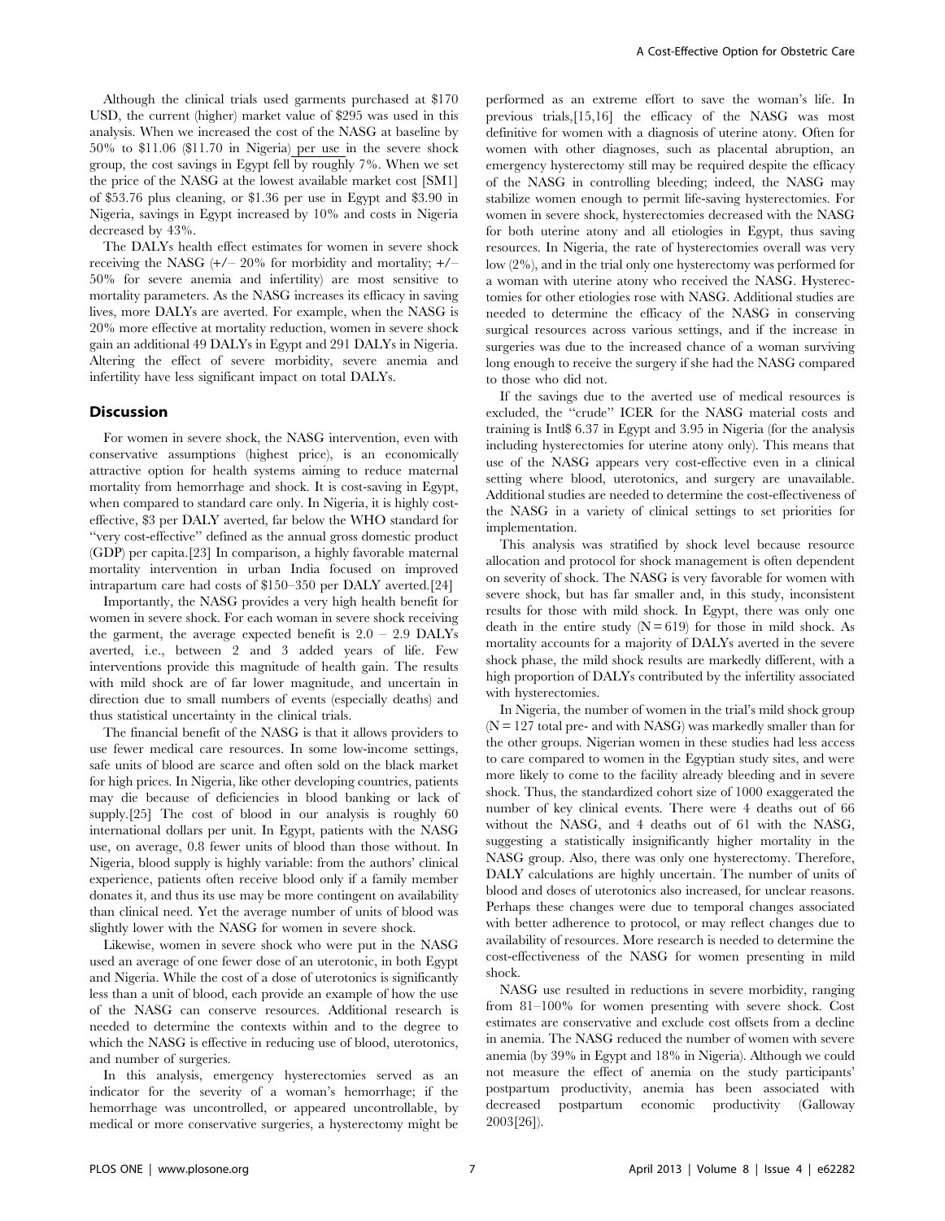Although the clinical trials used garments purchased at $170 USD, the current (higher) market value of $295 was used in this analysis. When we increased the cost of the NASG at baseline by 50% to $11.06 ($11.70 in Nigeria) per use in the severe shock group, the cost savings in Egypt fell by roughly 7%. When we set the price of the NASG at the lowest available market cost [SM1] of $53.76 plus cleaning, or $1.36 per use in Egypt and $3.90 in Nigeria, savings in Egypt increased by 10% and costs in Nigeria decreased by 43%.

The DALYs health effect estimates for women in severe shock receiving the NASG (+/− 20% for morbidity and mortality; +/− 50% for severe anemia and infertility) are most sensitive to mortality parameters. As the NASG increases its efficacy in saving lives, more DALYs are averted. For example, when the NASG is 20% more effective at mortality reduction, women in severe shock gain an additional 49 DALYs in Egypt and 291 DALYs in Nigeria. Altering the effect of severe morbidity, severe anemia and infertility have less significant impact on total DALYs.

## Discussion

For women in severe shock, the NASG intervention, even with conservative assumptions (highest price), is an economically attractive option for health systems aiming to reduce maternal mortality from hemorrhage and shock. It is cost-saving in Egypt, when compared to standard care only. In Nigeria, it is highly cost-effective, $3 per DALY averted, far below the WHO standard for "very cost-effective" defined as the annual gross domestic product (GDP) per capita.[23] In comparison, a highly favorable maternal mortality intervention in urban India focused on improved intrapartum care had costs of $150–350 per DALY averted.[24]

Importantly, the NASG provides a very high health benefit for women in severe shock. For each woman in severe shock receiving the garment, the average expected benefit is 2.0 – 2.9 DALYs averted, i.e., between 2 and 3 added years of life. Few interventions provide this magnitude of health gain. The results with mild shock are of far lower magnitude, and uncertain in direction due to small numbers of events (especially deaths) and thus statistical uncertainty in the clinical trials.

The financial benefit of the NASG is that it allows providers to use fewer medical care resources. In some low-income settings, safe units of blood are scarce and often sold on the black market for high prices. In Nigeria, like other developing countries, patients may die because of deficiencies in blood banking or lack of supply.[25] The cost of blood in our analysis is roughly 60 international dollars per unit. In Egypt, patients with the NASG use, on average, 0.8 fewer units of blood than those without. In Nigeria, blood supply is highly variable: from the authors' clinical experience, patients often receive blood only if a family member donates it, and thus its use may be more contingent on availability than clinical need. Yet the average number of units of blood was slightly lower with the NASG for women in severe shock.

Likewise, women in severe shock who were put in the NASG used an average of one fewer dose of an uterotonic, in both Egypt and Nigeria. While the cost of a dose of uterotonics is significantly less than a unit of blood, each provide an example of how the use of the NASG can conserve resources. Additional research is needed to determine the contexts within and to the degree to which the NASG is effective in reducing use of blood, uterotonics, and number of surgeries.

In this analysis, emergency hysterectomies served as an indicator for the severity of a woman's hemorrhage; if the hemorrhage was uncontrolled, or appeared uncontrollable, by medical or more conservative surgeries, a hysterectomy might be performed as an extreme effort to save the woman's life. In previous trials,[15,16] the efficacy of the NASG was most definitive for women with a diagnosis of uterine atony. Often for women with other diagnoses, such as placental abruption, an emergency hysterectomy still may be required despite the efficacy of the NASG in controlling bleeding; indeed, the NASG may stabilize women enough to permit life-saving hysterectomies. For women in severe shock, hysterectomies decreased with the NASG for both uterine atony and all etiologies in Egypt, thus saving resources. In Nigeria, the rate of hysterectomies overall was very low (2%), and in the trial only one hysterectomy was performed for a woman with uterine atony who received the NASG. Hysterectomies for other etiologies rose with NASG. Additional studies are needed to determine the efficacy of the NASG in conserving surgical resources across various settings, and if the increase in surgeries was due to the increased chance of a woman surviving long enough to receive the surgery if she had the NASG compared to those who did not.

If the savings due to the averted use of medical resources is excluded, the "crude" ICER for the NASG material costs and training is Intl$ 6.37 in Egypt and 3.95 in Nigeria (for the analysis including hysterectomies for uterine atony only). This means that use of the NASG appears very cost-effective even in a clinical setting where blood, uterotonics, and surgery are unavailable. Additional studies are needed to determine the cost-effectiveness of the NASG in a variety of clinical settings to set priorities for implementation.

This analysis was stratified by shock level because resource allocation and protocol for shock management is often dependent on severity of shock. The NASG is very favorable for women with severe shock, but has far smaller and, in this study, inconsistent results for those with mild shock. In Egypt, there was only one death in the entire study (N = 619) for those in mild shock. As mortality accounts for a majority of DALYs averted in the severe shock phase, the mild shock results are markedly different, with a high proportion of DALYs contributed by the infertility associated with hysterectomies.

In Nigeria, the number of women in the trial's mild shock group (N = 127 total pre- and with NASG) was markedly smaller than for the other groups. Nigerian women in these studies had less access to care compared to women in the Egyptian study sites, and were more likely to come to the facility already bleeding and in severe shock. Thus, the standardized cohort size of 1000 exaggerated the number of key clinical events. There were 4 deaths out of 66 without the NASG, and 4 deaths out of 61 with the NASG, suggesting a statistically insignificantly higher mortality in the NASG group. Also, there was only one hysterectomy. Therefore, DALY calculations are highly uncertain. The number of units of blood and doses of uterotonics also increased, for unclear reasons. Perhaps these changes were due to temporal changes associated with better adherence to protocol, or may reflect changes due to availability of resources. More research is needed to determine the cost-effectiveness of the NASG for women presenting in mild shock.

NASG use resulted in reductions in severe morbidity, ranging from 81–100% for women presenting with severe shock. Cost estimates are conservative and exclude cost offsets from a decline in anemia. The NASG reduced the number of women with severe anemia (by 39% in Egypt and 18% in Nigeria). Although we could not measure the effect of anemia on the study participants' postpartum productivity, anemia has been associated with decreased postpartum economic productivity (Galloway 2003[26]).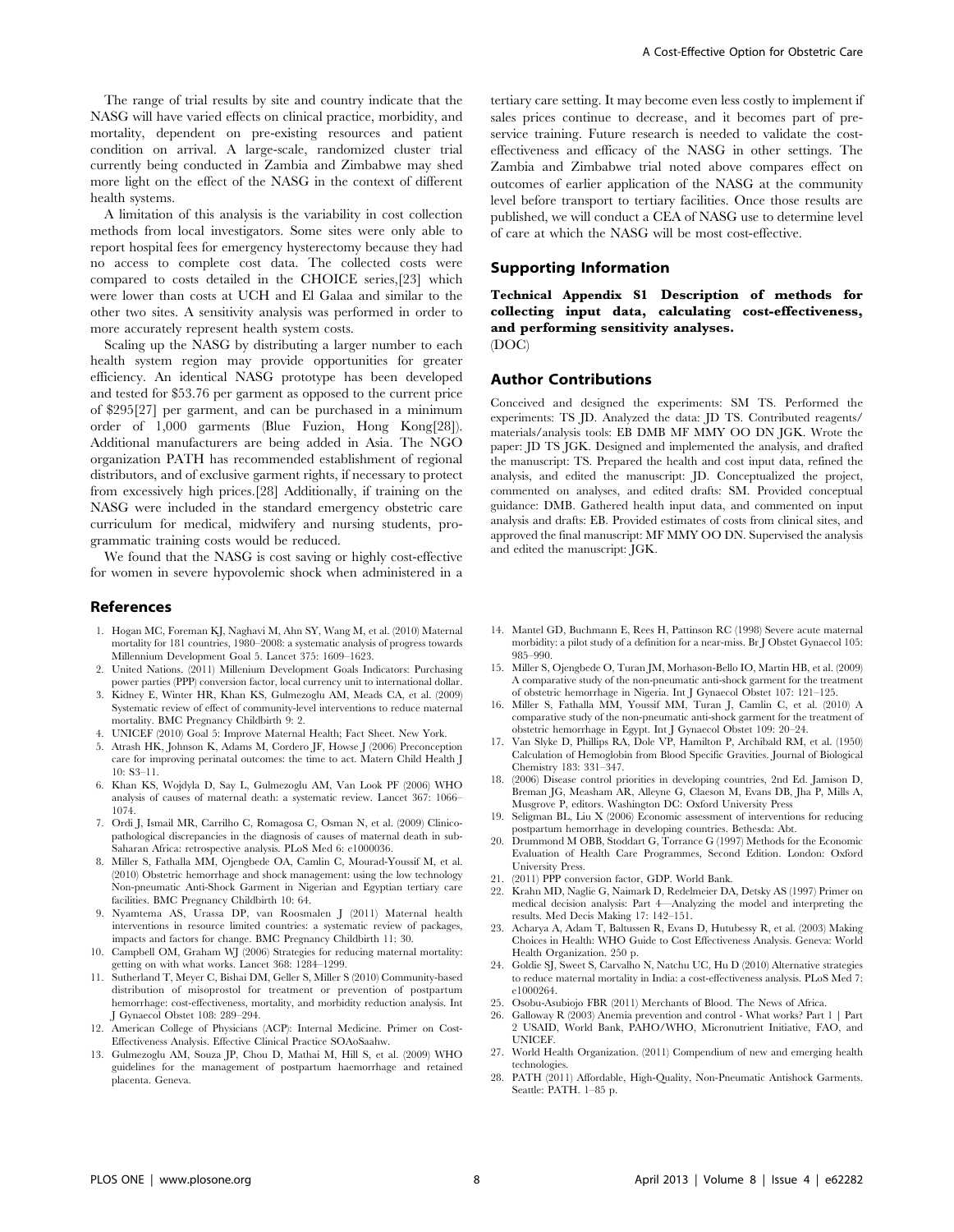The range of trial results by site and country indicate that the NASG will have varied effects on clinical practice, morbidity, and mortality, dependent on pre-existing resources and patient condition on arrival. A large-scale, randomized cluster trial currently being conducted in Zambia and Zimbabwe may shed more light on the effect of the NASG in the context of different health systems.

A limitation of this analysis is the variability in cost collection methods from local investigators. Some sites were only able to report hospital fees for emergency hysterectomy because they had no access to complete cost data. The collected costs were compared to costs detailed in the CHOICE series,[23] which were lower than costs at UCH and El Galaa and similar to the other two sites. A sensitivity analysis was performed in order to more accurately represent health system costs.

Scaling up the NASG by distributing a larger number to each health system region may provide opportunities for greater efficiency. An identical NASG prototype has been developed and tested for $53.76 per garment as opposed to the current price of $295[27] per garment, and can be purchased in a minimum order of 1,000 garments (Blue Fuzion, Hong Kong[28]). Additional manufacturers are being added in Asia. The NGO organization PATH has recommended establishment of regional distributors, and of exclusive garment rights, if necessary to protect from excessively high prices.[28] Additionally, if training on the NASG were included in the standard emergency obstetric care curriculum for medical, midwifery and nursing students, programmatic training costs would be reduced.

We found that the NASG is cost saving or highly cost-effective for women in severe hypovolemic shock when administered in a tertiary care setting. It may become even less costly to implement if sales prices continue to decrease, and it becomes part of preservice training. Future research is needed to validate the cost-effectiveness and efficacy of the NASG in other settings. The Zambia and Zimbabwe trial noted above compares effect on outcomes of earlier application of the NASG at the community level before transport to tertiary facilities. Once those results are published, we will conduct a CEA of NASG use to determine level of care at which the NASG will be most cost-effective.

## Supporting Information

**Technical Appendix S1 Description of methods for collecting input data, calculating cost-effectiveness, and performing sensitivity analyses.**
(DOC)

## Author Contributions

Conceived and designed the experiments: SM TS. Performed the experiments: TS JD. Analyzed the data: JD TS. Contributed reagents/materials/analysis tools: EB DMB MF MMY OO DN JGK. Wrote the paper: JD TS JGK. Designed and implemented the analysis, and drafted the manuscript: TS. Prepared the health and cost input data, refined the analysis, and edited the manuscript: JD. Conceptualized the project, commented on analyses, and edited drafts: SM. Provided conceptual guidance: DMB. Gathered health input data, and commented on input analysis and drafts: EB. Provided estimates of costs from clinical sites, and approved the final manuscript: MF MMY OO DN. Supervised the analysis and edited the manuscript: JGK.

## References

1. Hogan MC, Foreman KJ, Naghavi M, Ahn SY, Wang M, et al. (2010) Maternal mortality for 181 countries, 1980–2008: a systematic analysis of progress towards Millennium Development Goal 5. Lancet 375: 1609–1623.
2. United Nations. (2011) Millenium Development Goals Indicators: Purchasing power parties (PPP) conversion factor, local currency unit to international dollar.
3. Kidney E, Winter HR, Khan KS, Gulmezoglu AM, Meads CA, et al. (2009) Systematic review of effect of community-level interventions to reduce maternal mortality. BMC Pregnancy Childbirth 9: 2.
4. UNICEF (2010) Goal 5: Improve Maternal Health; Fact Sheet. New York.
5. Atrash HK, Johnson K, Adams M, Cordero JF, Howse J (2006) Preconception care for improving perinatal outcomes: the time to act. Matern Child Health J 10: S3–11.
6. Khan KS, Wojdyla D, Say L, Gulmezoglu AM, Van Look PF (2006) WHO analysis of causes of maternal death: a systematic review. Lancet 367: 1066–1074.
7. Ordi J, Ismail MR, Carrilho C, Romagosa C, Osman N, et al. (2009) Clinico-pathological discrepancies in the diagnosis of causes of maternal death in sub-Saharan Africa: retrospective analysis. PLoS Med 6: e1000036.
8. Miller S, Fathalla MM, Ojengbede OA, Camlin C, Mourad-Youssif M, et al. (2010) Obstetric hemorrhage and shock management: using the low technology Non-pneumatic Anti-Shock Garment in Nigerian and Egyptian tertiary care facilities. BMC Pregnancy Childbirth 10: 64.
9. Nyamtema AS, Urassa DP, van Roosmalen J (2011) Maternal health interventions in resource limited countries: a systematic review of packages, impacts and factors for change. BMC Pregnancy Childbirth 11: 30.
10. Campbell OM, Graham WJ (2006) Strategies for reducing maternal mortality: getting on with what works. Lancet 368: 1284–1299.
11. Sutherland T, Meyer C, Bishai DM, Geller S, Miller S (2010) Community-based distribution of misoprostol for treatment or prevention of postpartum hemorrhage: cost-effectiveness, mortality, and morbidity reduction analysis. Int J Gynaecol Obstet 108: 289–294.
12. American College of Physicians (ACP): Internal Medicine. Primer on Cost-Effectiveness Analysis. Effective Clinical Practice SOAoSaahw.
13. Gulmezoglu AM, Souza JP, Chou D, Mathai M, Hill S, et al. (2009) WHO guidelines for the management of postpartum haemorrhage and retained placenta. Geneva.
14. Mantel GD, Buchmann E, Rees H, Pattinson RC (1998) Severe acute maternal morbidity: a pilot study of a definition for a near-miss. Br J Obstet Gynaecol 105: 985–990.
15. Miller S, Ojengbede O, Turan JM, Morhason-Bello IO, Martin HB, et al. (2009) A comparative study of the non-pneumatic anti-shock garment for the treatment of obstetric hemorrhage in Nigeria. Int J Gynaecol Obstet 107: 121–125.
16. Miller S, Fathalla MM, Youssif MM, Turan J, Camlin C, et al. (2010) A comparative study of the non-pneumatic anti-shock garment for the treatment of obstetric hemorrhage in Egypt. Int J Gynaecol Obstet 109: 20–24.
17. Van Slyke D, Phillips RA, Dole VP, Hamilton P, Archibald RM, et al. (1950) Calculation of Hemoglobin from Blood Specific Gravities. Journal of Biological Chemistry 183: 331–347.
18. (2006) Disease control priorities in developing countries, 2nd Ed. Jamison D, Breman JG, Measham AR, Alleyne G, Claeson M, Evans DB, Jha P, Mills A, Musgrove P, editors. Washington DC: Oxford University Press
19. Seligman BL, Liu X (2006) Economic assessment of interventions for reducing postpartum hemorrhage in developing countries. Bethesda: Abt.
20. Drummond M OBB, Stoddart G, Torrance G (1997) Methods for the Economic Evaluation of Health Care Programmes, Second Edition. London: Oxford University Press.
21. (2011) PPP conversion factor, GDP. World Bank.
22. Krahn MD, Naglie G, Naimark D, Redelmeier DA, Detsky AS (1997) Primer on medical decision analysis: Part 4—Analyzing the model and interpreting the results. Med Decis Making 17: 142–151.
23. Acharya A, Adam T, Baltussen R, Evans D, Hutubessy R, et al. (2003) Making Choices in Health: WHO Guide to Cost Effectiveness Analysis. Geneva: World Health Organization. 250 p.
24. Goldie SJ, Sweet S, Carvalho N, Natchu UC, Hu D (2010) Alternative strategies to reduce maternal mortality in India: a cost-effectiveness analysis. PLoS Med 7: e1000264.
25. Osobu-Asubiojo FBR (2011) Merchants of Blood. The News of Africa.
26. Galloway R (2003) Anemia prevention and control - What works? Part 1 | Part 2 USAID, World Bank, PAHO/WHO, Micronutrient Initiative, FAO, and UNICEF.
27. World Health Organization. (2011) Compendium of new and emerging health technologies.
28. PATH (2011) Affordable, High-Quality, Non-Pneumatic Antishock Garments. Seattle: PATH. 1–85 p.